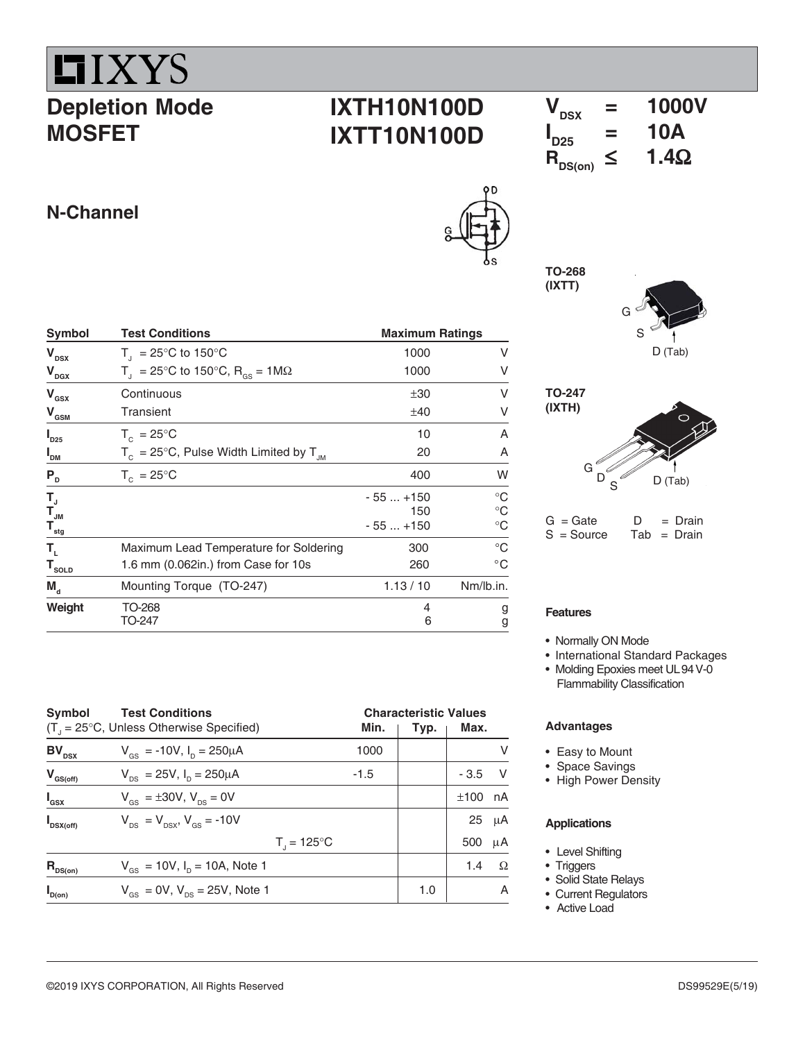# IXYS

## Depletion Mode MOSFET

## IXTH10N100D
## IXTT10N100D

$V_{DSX}$ = 1000V
$I_{D25}$ = 10A
$R_{DS(on)}$ ≤ 1.4Ω

### N-Channel

TO-268 (IXTT)

G S D (Tab)

TO-247 (IXTH)

G D S D (Tab)

G = Gate D = Drain
S = Source Tab = Drain

| Symbol | Test Conditions | Maximum Ratings | |
|---|---|---|---|
| $V_{DSX}$ | $T_J$ = 25°C to 150°C | 1000 | V |
| $V_{DGX}$ | $T_J$ = 25°C to 150°C, $R_{GS}$ = 1MΩ | 1000 | V |
| $V_{GSX}$ | Continuous | ±30 | V |
| $V_{GSM}$ | Transient | ±40 | V |
| $I_{D25}$ | $T_C$ = 25°C | 10 | A |
| $I_{DM}$ | $T_C$ = 25°C, Pulse Width Limited by $T_{JM}$ | 20 | A |
| $P_D$ | $T_C$ = 25°C | 400 | W |
| $T_J$ | | - 55 ... +150 | °C |
| $T_{JM}$ | | 150 | °C |
| $T_{stg}$ | | - 55 ... +150 | °C |
| $T_L$ | Maximum Lead Temperature for Soldering | 300 | °C |
| $T_{SOLD}$ | 1.6 mm (0.062in.) from Case for 10s | 260 | °C |
| $M_d$ | Mounting Torque (TO-247) | 1.13 / 10 | Nm/lb.in. |
| Weight | TO-268<br>TO-247 | 4<br>6 | g<br>g |

| Symbol | Test Conditions ($T_J$ = 25°C, Unless Otherwise Specified) | Characteristic Values Min. | Typ. | Max. | |
|---|---|---|---|---|---|
| $BV_{DSX}$ | $V_{GS}$ = -10V, $I_D$ = 250μA | 1000 | | | V |
| $V_{GS(off)}$ | $V_{DS}$ = 25V, $I_D$ = 250μA | -1.5 | | - 3.5 | V |
| $I_{GSX}$ | $V_{GS}$ = ±30V, $V_{DS}$ = 0V | | | ±100 | nA |
| $I_{DSX(off)}$ | $V_{DS}$ = $V_{DSX}$, $V_{GS}$ = -10V | | | 25 | μA |
| | $T_J$ = 125°C | | | 500 | μA |
| $R_{DS(on)}$ | $V_{GS}$ = 10V, $I_D$ = 10A, Note 1 | | | 1.4 | Ω |
| $I_{D(on)}$ | $V_{GS}$ = 0V, $V_{DS}$ = 25V, Note 1 | | 1.0 | | A |

### Features

- Normally ON Mode
- International Standard Packages
- Molding Epoxies meet UL 94 V-0 Flammability Classification

### Advantages

- Easy to Mount
- Space Savings
- High Power Density

### Applications

- Level Shifting
- Triggers
- Solid State Relays
- Current Regulators
- Active Load

©2019 IXYS CORPORATION, All Rights Reserved DS99529E(5/19)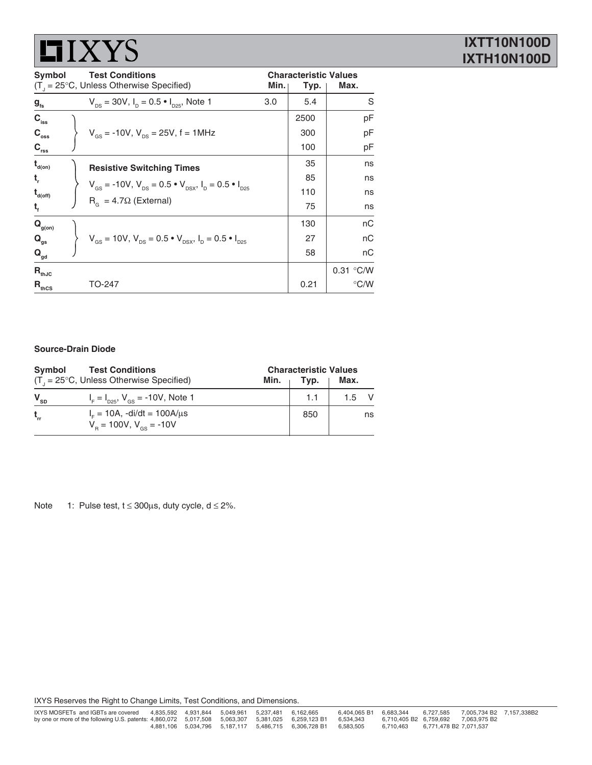| Symbol | Test Conditions ($T_J = 25°C$, Unless Otherwise Specified) | Characteristic Values Min. | Typ. | Max. | |
|---|---|---|---|---|---|
| $g_{fs}$ | $V_{DS} = 30V$, $I_D = 0.5 \bullet I_{D25}$, Note 1 | 3.0 | 5.4 | | S |
| $C_{iss}$ | $V_{GS} = -10V$, $V_{DS} = 25V$, f = 1MHz | | 2500 | | pF |
| $C_{oss}$ | | | 300 | | pF |
| $C_{rss}$ | | | 100 | | pF |
| $t_{d(on)}$ | **Resistive Switching Times** $V_{GS} = -10V$, $V_{DS} = 0.5 \bullet V_{DSX}$, $I_D = 0.5 \bullet I_{D25}$ $R_G = 4.7\Omega$ (External) | | 35 | | ns |
| $t_r$ | | | 85 | | ns |
| $t_{d(off)}$ | | | 110 | | ns |
| $t_f$ | | | 75 | | ns |
| $Q_{g(on)}$ | $V_{GS} = 10V$, $V_{DS} = 0.5 \bullet V_{DSX}$, $I_D = 0.5 \bullet I_{D25}$ | | 130 | | nC |
| $Q_{gs}$ | | | 27 | | nC |
| $Q_{gd}$ | | | 58 | | nC |
| $R_{thJC}$ | | | | 0.31 | °C/W |
| $R_{thCS}$ | TO-247 | | 0.21 | | °C/W |

**Source-Drain Diode**

| Symbol | Test Conditions ($T_J = 25°C$, Unless Otherwise Specified) | Characteristic Values Min. | Typ. | Max. | |
|---|---|---|---|---|---|
| $V_{SD}$ | $I_F = I_{D25}$, $V_{GS} = -10V$, Note 1 | | 1.1 | 1.5 | V |
| $t_{rr}$ | $I_F = 10A$, $-di/dt = 100A/\mu s$ $V_R = 100V$, $V_{GS} = -10V$ | | 850 | | ns |

Note 1: Pulse test, $t \leq 300\mu s$, duty cycle, $d \leq 2\%$.

IXYS Reserves the Right to Change Limits, Test Conditions, and Dimensions.

IXYS MOSFETs and IGBTs are covered by one or more of the following U.S. patents: 4,835,592 4,931,844 5,049,961 5,237,481 6,162,665 6,404,065 B1 6,683,344 6,727,585 7,005,734 B2 7,157,338B2 4,860,072 5,017,508 5,063,307 5,381,025 6,259,123 B1 6,534,343 6,710,405 B2 6,759,692 7,063,975 B2 4,881,106 5,034,796 5,187,117 5,486,715 6,306,728 B1 6,583,505 6,710,463 6,771,478 B2 7,071,537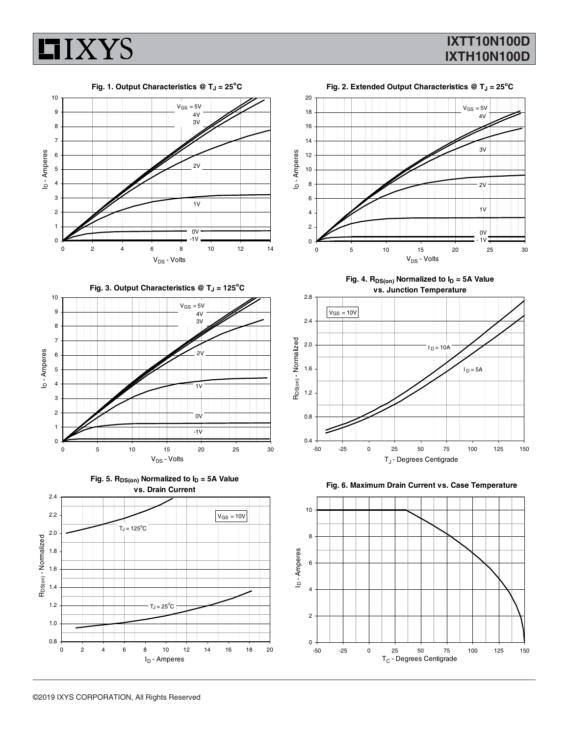**Fig. 1. Output Characteristics @ $T_J = 25^oC$**

**Fig. 2. Extended Output Characteristics @ $T_J = 25^oC$**

**Fig. 3. Output Characteristics @ $T_J = 125^oC$**

**Fig. 4. $R_{DS(on)}$ Normalized to $I_D = 5A$ Value vs. Junction Temperature**

**Fig. 5. $R_{DS(on)}$ Normalized to $I_D = 5A$ Value vs. Drain Current**

**Fig. 6. Maximum Drain Current vs. Case Temperature**

©2019 IXYS CORPORATION, All Rights Reserved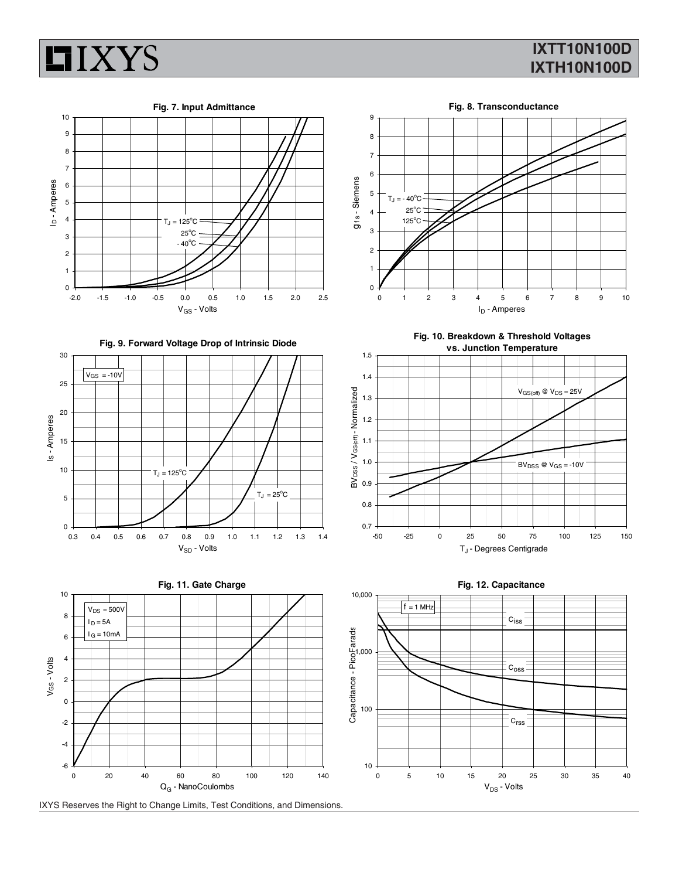Fig. 7. Input Admittance

Fig. 8. Transconductance

Fig. 9. Forward Voltage Drop of Intrinsic Diode

Fig. 10. Breakdown & Threshold Voltages vs. Junction Temperature

Fig. 11. Gate Charge

Fig. 12. Capacitance

IXYS Reserves the Right to Change Limits, Test Conditions, and Dimensions.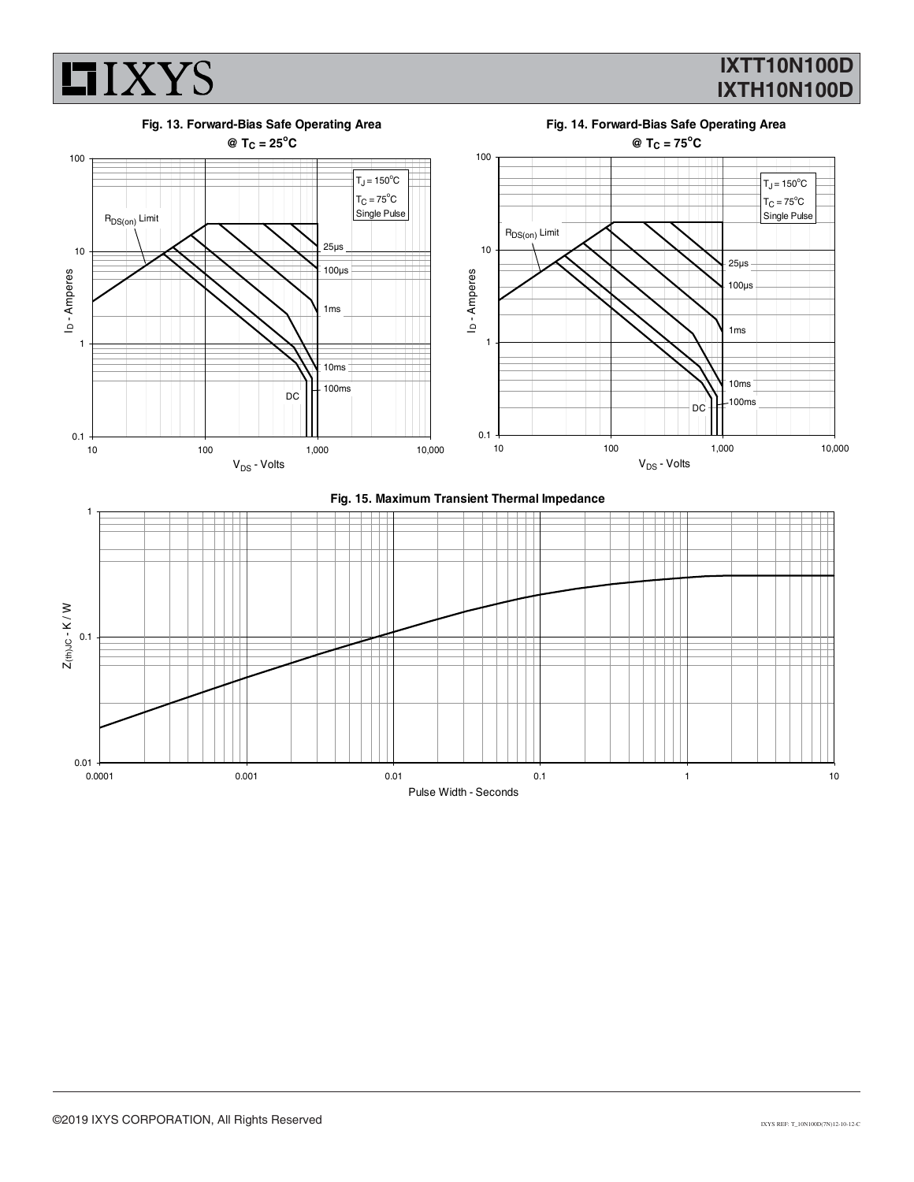**Fig. 13. Forward-Bias Safe Operating Area @ $T_C = 25^oC$**

**Fig. 14. Forward-Bias Safe Operating Area @ $T_C = 75^oC$**

**Fig. 15. Maximum Transient Thermal Impedance**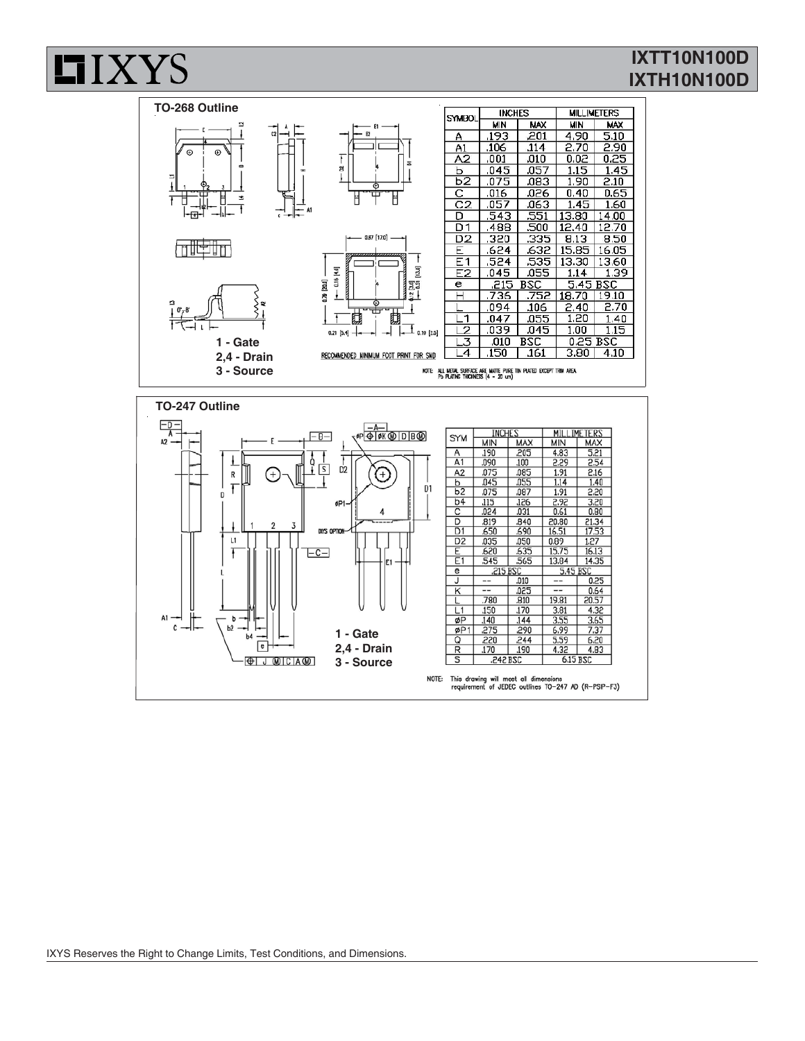## TO-268 Outline

1 - Gate
2,4 - Drain
3 - Source

RECOMMENDED MINIMUM FOOT PRINT FOR SMD

| SYMBOL | INCHES | | MILLIMETERS | |
|---|---|---|---|---|
| | MIN | MAX | MIN | MAX |
| A | .193 | .201 | 4.90 | 5.10 |
| A1 | .106 | .114 | 2.70 | 2.90 |
| A2 | .001 | .010 | 0.02 | 0.25 |
| b | .045 | .057 | 1.15 | 1.45 |
| b2 | .075 | .083 | 1.90 | 2.10 |
| C | .016 | .026 | 0.40 | 0.65 |
| C2 | .057 | .063 | 1.45 | 1.60 |
| D | .543 | .551 | 13.80 | 14.00 |
| D1 | .488 | .500 | 12.40 | 12.70 |
| D2 | .320 | .335 | 8.13 | 8.50 |
| E | .624 | .632 | 15.85 | 16.05 |
| E1 | .524 | .535 | 13.30 | 13.60 |
| E2 | .045 | .055 | 1.14 | 1.39 |
| e | .215 BSC | | 5.45 BSC | |
| H | .736 | .752 | 18.70 | 19.10 |
| L | .094 | .106 | 2.40 | 2.70 |
| L1 | .047 | .055 | 1.20 | 1.40 |
| L2 | .039 | .045 | 1.00 | 1.15 |
| L3 | .010 | BSC | 0.25 BSC | |
| L4 | .150 | .161 | 3.80 | 4.10 |

NOTE: ALL METAL SURFACE ARE MATTE PURE TIN PLATED EXCEPT TRIM AREA
Pb PLATING THICKNESS (4 ~ 20 um)

## TO-247 Outline

1 - Gate
2,4 - Drain
3 - Source

| SYM | INCHES | | MILLIMETERS | |
|---|---|---|---|---|
| | MIN | MAX | MIN | MAX |
| A | .190 | .205 | 4.83 | 5.21 |
| A1 | .090 | .100 | 2.29 | 2.54 |
| A2 | .075 | .085 | 1.91 | 2.16 |
| b | .045 | .055 | 1.14 | 1.40 |
| b2 | .075 | .087 | 1.91 | 2.20 |
| b4 | .115 | .126 | 2.92 | 3.20 |
| C | .024 | .031 | 0.61 | 0.80 |
| D | .819 | .840 | 20.80 | 21.34 |
| D1 | .650 | .690 | 16.51 | 17.53 |
| D2 | .035 | .050 | 0.89 | 1.27 |
| E | .620 | .635 | 15.75 | 16.13 |
| E1 | .545 | .565 | 13.84 | 14.35 |
| e | .215 BSC | | 5.45 BSC | |
| J | -- | .010 | -- | 0.25 |
| K | -- | .025 | -- | 0.64 |
| L | .780 | .810 | 19.81 | 20.57 |
| L1 | .150 | .170 | 3.81 | 4.32 |
| øP | .140 | .144 | 3.55 | 3.65 |
| øP1 | .275 | .290 | 6.99 | 7.37 |
| Q | .220 | .244 | 5.59 | 6.20 |
| R | .170 | .190 | 4.32 | 4.83 |
| S | .242 BSC | | 6.15 BSC | |

NOTE: This drawing will meet all dimensions requirement of JEDEC outlines TO-247 AD (R-PSIP-F3)

IXYS Reserves the Right to Change Limits, Test Conditions, and Dimensions.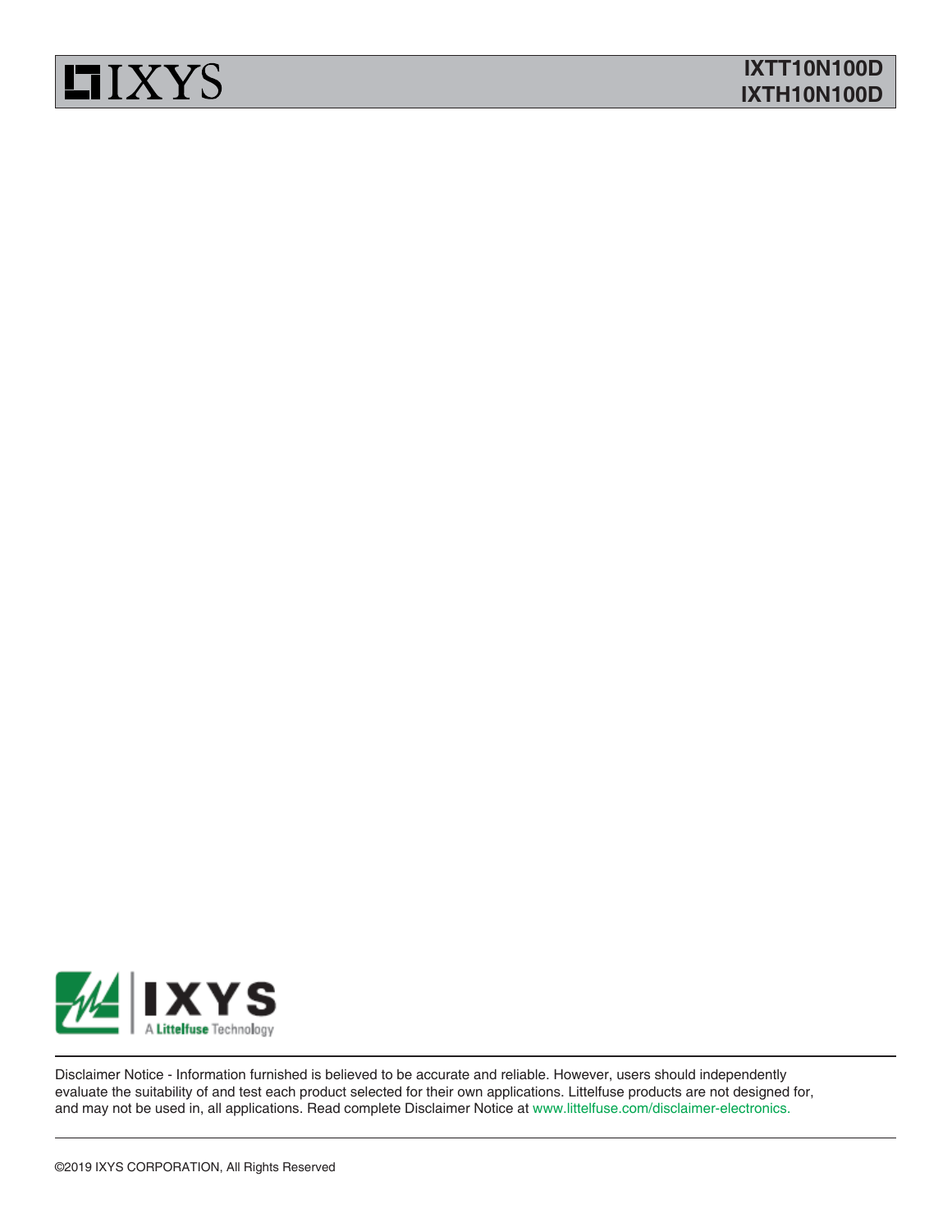Disclaimer Notice - Information furnished is believed to be accurate and reliable. However, users should independently evaluate the suitability of and test each product selected for their own applications. Littelfuse products are not designed for, and may not be used in, all applications. Read complete Disclaimer Notice at www.littelfuse.com/disclaimer-electronics.

©2019 IXYS CORPORATION, All Rights Reserved